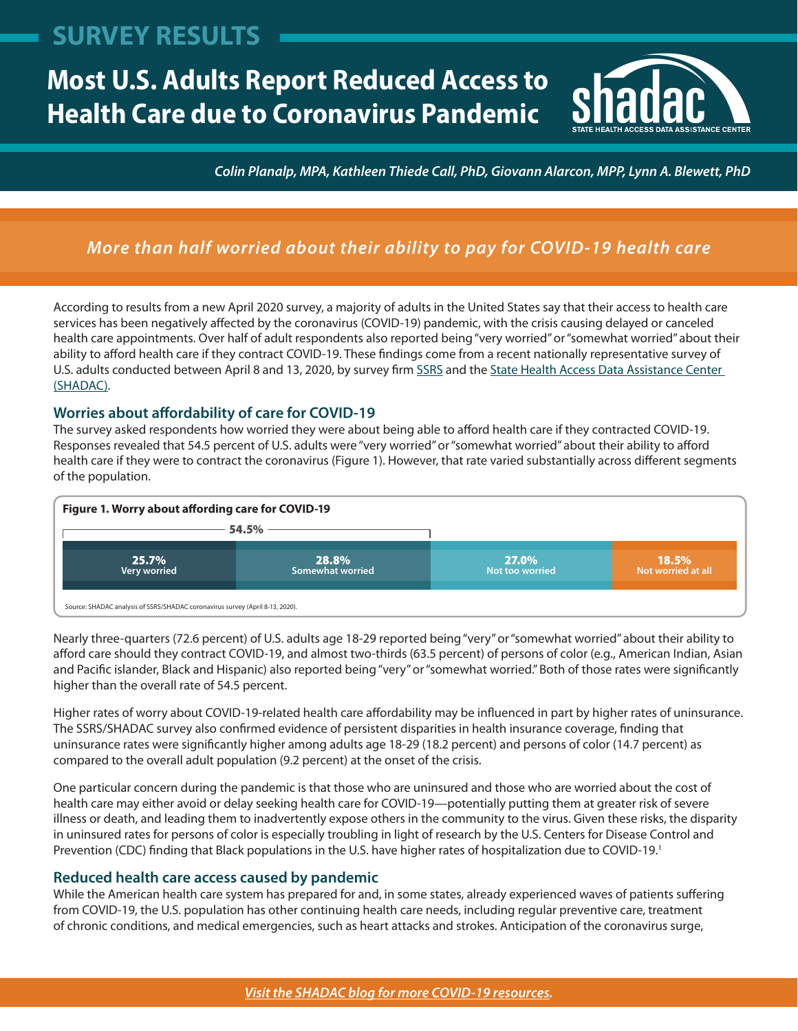# SURVEY RESULTS

# Most U.S. Adults Report Reduced Access to Health Care due to Coronavirus Pandemic

shadac — STATE HEALTH ACCESS DATA ASSISTANCE CENTER

*Colin Planalp, MPA, Kathleen Thiede Call, PhD, Giovann Alarcon, MPP, Lynn A. Blewett, PhD*

## *More than half worried about their ability to pay for COVID-19 health care*

According to results from a new April 2020 survey, a majority of adults in the United States say that their access to health care services has been negatively affected by the coronavirus (COVID-19) pandemic, with the crisis causing delayed or canceled health care appointments. Over half of adult respondents also reported being "very worried" or "somewhat worried" about their ability to afford health care if they contract COVID-19. These findings come from a recent nationally representative survey of U.S. adults conducted between April 8 and 13, 2020, by survey firm SSRS and the State Health Access Data Assistance Center (SHADAC).

### Worries about affordability of care for COVID-19

The survey asked respondents how worried they were about being able to afford health care if they contracted COVID-19. Responses revealed that 54.5 percent of U.S. adults were "very worried" or "somewhat worried" about their ability to afford health care if they were to contract the coronavirus (Figure 1). However, that rate varied substantially across different segments of the population.

**Figure 1. Worry about affording care for COVID-19**

| Very worried | Somewhat worried | Not too worried | Not worried at all |
|---|---|---|---|
| 25.7% | 28.8% | 27.0% | 18.5% |

Very worried + Somewhat worried: 54.5%

Source: SHADAC analysis of SSRS/SHADAC coronavirus survey (April 8-13, 2020).

Nearly three-quarters (72.6 percent) of U.S. adults age 18-29 reported being "very" or "somewhat worried" about their ability to afford care should they contract COVID-19, and almost two-thirds (63.5 percent) of persons of color (e.g., American Indian, Asian and Pacific islander, Black and Hispanic) also reported being "very" or "somewhat worried." Both of those rates were significantly higher than the overall rate of 54.5 percent.

Higher rates of worry about COVID-19-related health care affordability may be influenced in part by higher rates of uninsurance. The SSRS/SHADAC survey also confirmed evidence of persistent disparities in health insurance coverage, finding that uninsurance rates were significantly higher among adults age 18-29 (18.2 percent) and persons of color (14.7 percent) as compared to the overall adult population (9.2 percent) at the onset of the crisis.

One particular concern during the pandemic is that those who are uninsured and those who are worried about the cost of health care may either avoid or delay seeking health care for COVID-19—potentially putting them at greater risk of severe illness or death, and leading them to inadvertently expose others in the community to the virus. Given these risks, the disparity in uninsured rates for persons of color is especially troubling in light of research by the U.S. Centers for Disease Control and Prevention (CDC) finding that Black populations in the U.S. have higher rates of hospitalization due to COVID-19.[1]

### Reduced health care access caused by pandemic

While the American health care system has prepared for and, in some states, already experienced waves of patients suffering from COVID-19, the U.S. population has other continuing health care needs, including regular preventive care, treatment of chronic conditions, and medical emergencies, such as heart attacks and strokes. Anticipation of the coronavirus surge,

***Visit the SHADAC blog for more COVID-19 resources.***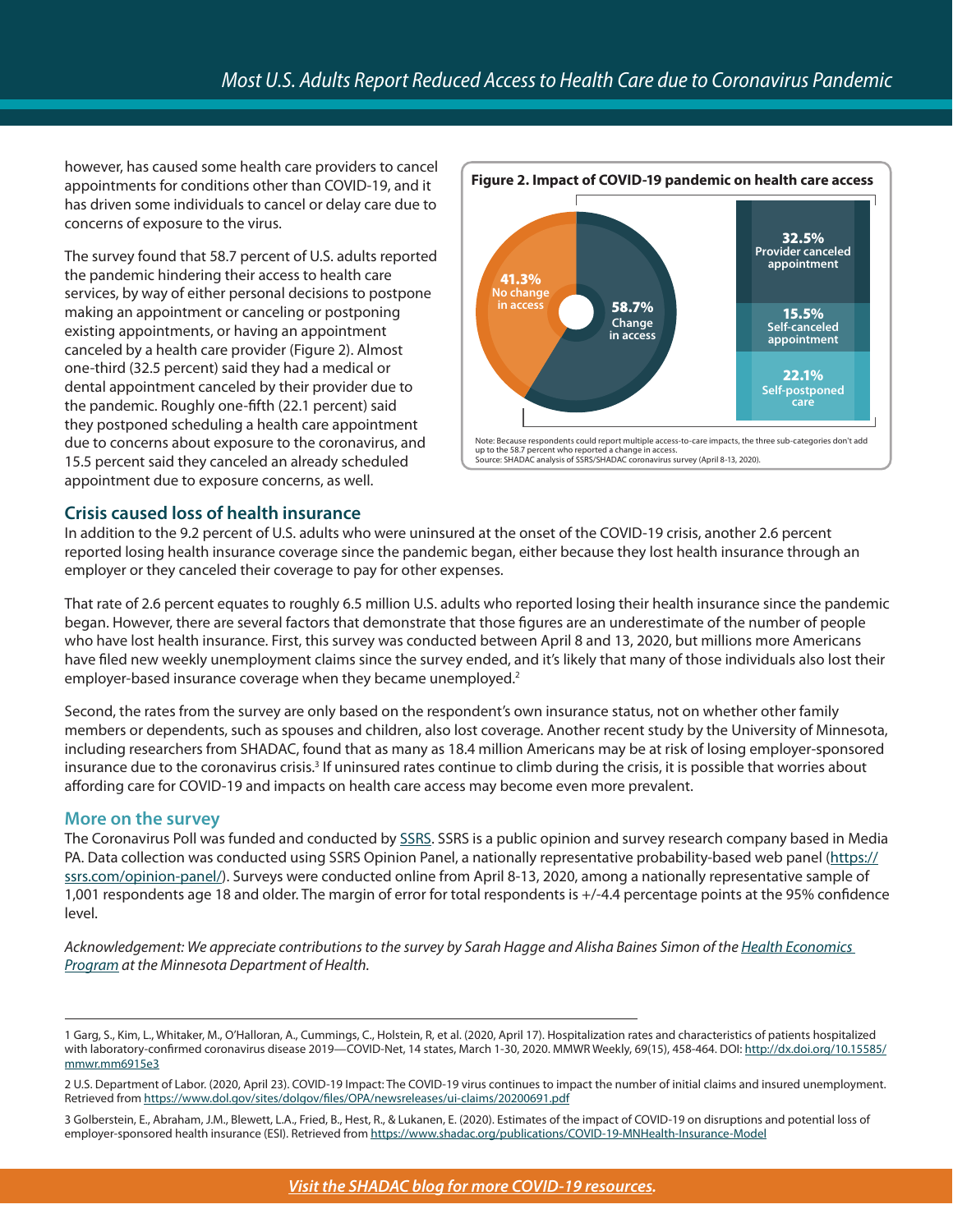however, has caused some health care providers to cancel appointments for conditions other than COVID-19, and it has driven some individuals to cancel or delay care due to concerns of exposure to the virus.

The survey found that 58.7 percent of U.S. adults reported the pandemic hindering their access to health care services, by way of either personal decisions to postpone making an appointment or canceling or postponing existing appointments, or having an appointment canceled by a health care provider (Figure 2). Almost one-third (32.5 percent) said they had a medical or dental appointment canceled by their provider due to the pandemic. Roughly one-fifth (22.1 percent) said they postponed scheduling a health care appointment due to concerns about exposure to the coronavirus, and 15.5 percent said they canceled an already scheduled appointment due to exposure concerns, as well.

**Figure 2. Impact of COVID-19 pandemic on health care access**

41.3%
No change in access

58.7%
Change in access

32.5%
Provider canceled appointment

15.5%
Self-canceled appointment

22.1%
Self-postponed care

Note: Because respondents could report multiple access-to-care impacts, the three sub-categories don't add up to the 58.7 percent who reported a change in access.
Source: SHADAC analysis of SSRS/SHADAC coronavirus survey (April 8-13, 2020).

## Crisis caused loss of health insurance

In addition to the 9.2 percent of U.S. adults who were uninsured at the onset of the COVID-19 crisis, another 2.6 percent reported losing health insurance coverage since the pandemic began, either because they lost health insurance through an employer or they canceled their coverage to pay for other expenses.

That rate of 2.6 percent equates to roughly 6.5 million U.S. adults who reported losing their health insurance since the pandemic began. However, there are several factors that demonstrate that those figures are an underestimate of the number of people who have lost health insurance. First, this survey was conducted between April 8 and 13, 2020, but millions more Americans have filed new weekly unemployment claims since the survey ended, and it's likely that many of those individuals also lost their employer-based insurance coverage when they became unemployed.[2]

Second, the rates from the survey are only based on the respondent's own insurance status, not on whether other family members or dependents, such as spouses and children, also lost coverage. Another recent study by the University of Minnesota, including researchers from SHADAC, found that as many as 18.4 million Americans may be at risk of losing employer-sponsored insurance due to the coronavirus crisis.[3] If uninsured rates continue to climb during the crisis, it is possible that worries about affording care for COVID-19 and impacts on health care access may become even more prevalent.

## More on the survey

The Coronavirus Poll was funded and conducted by SSRS. SSRS is a public opinion and survey research company based in Media PA. Data collection was conducted using SSRS Opinion Panel, a nationally representative probability-based web panel (https://ssrs.com/opinion-panel/). Surveys were conducted online from April 8-13, 2020, among a nationally representative sample of 1,001 respondents age 18 and older. The margin of error for total respondents is +/-4.4 percentage points at the 95% confidence level.

*Acknowledgement: We appreciate contributions to the survey by Sarah Hagge and Alisha Baines Simon of the Health Economics Program at the Minnesota Department of Health.*

---

1 Garg, S., Kim, L., Whitaker, M., O'Halloran, A., Cummings, C., Holstein, R, et al. (2020, April 17). Hospitalization rates and characteristics of patients hospitalized with laboratory-confirmed coronavirus disease 2019—COVID-Net, 14 states, March 1-30, 2020. MMWR Weekly, 69(15), 458-464. DOI: http://dx.doi.org/10.15585/mmwr.mm6915e3

2 U.S. Department of Labor. (2020, April 23). COVID-19 Impact: The COVID-19 virus continues to impact the number of initial claims and insured unemployment. Retrieved from https://www.dol.gov/sites/dolgov/files/OPA/newsreleases/ui-claims/20200691.pdf

3 Golberstein, E., Abraham, J.M., Blewett, L.A., Fried, B., Hest, R., & Lukanen, E. (2020). Estimates of the impact of COVID-19 on disruptions and potential loss of employer-sponsored health insurance (ESI). Retrieved from https://www.shadac.org/publications/COVID-19-MNHealth-Insurance-Model

*Visit the SHADAC blog for more COVID-19 resources.*